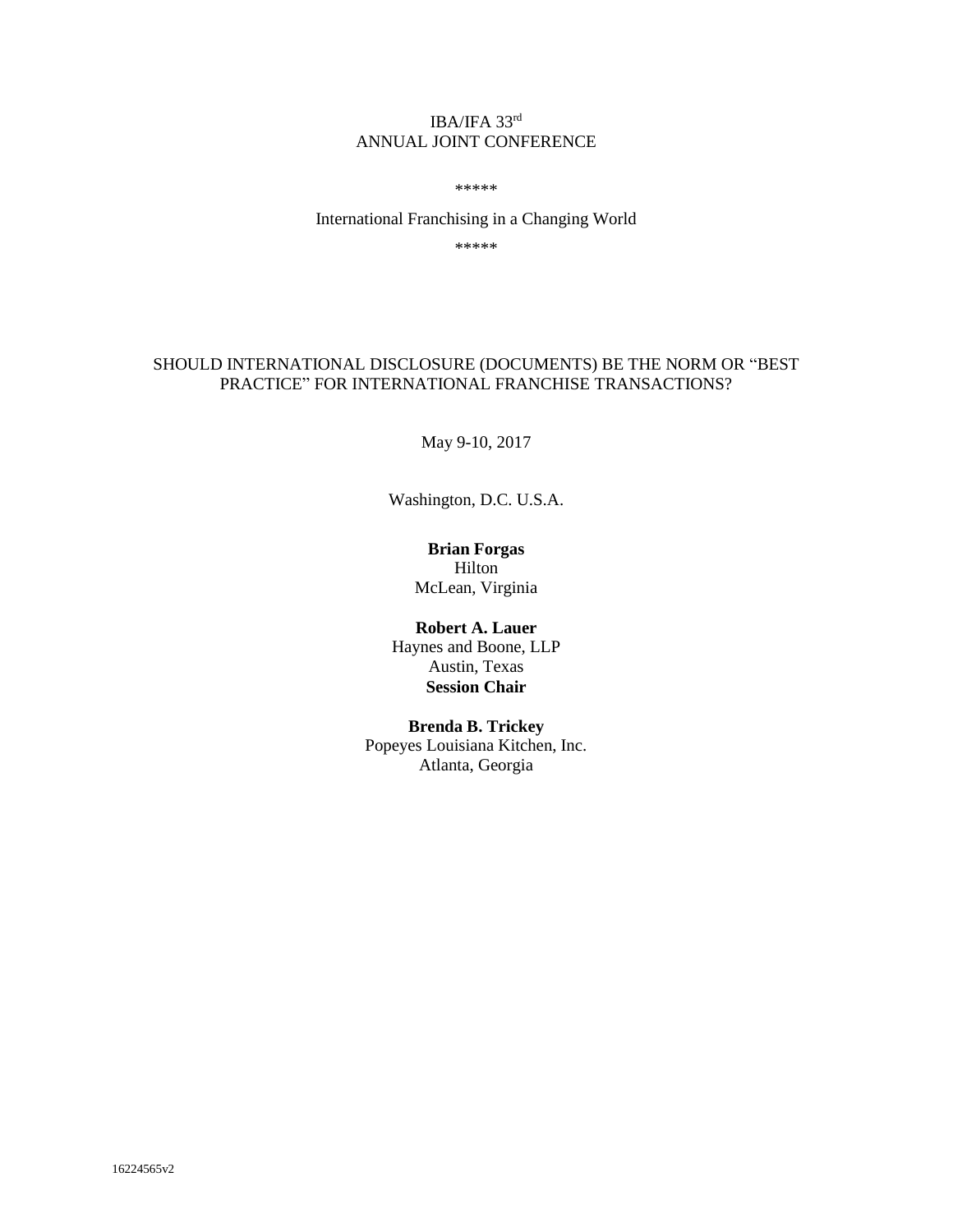IBA/IFA 33rd
ANNUAL JOINT CONFERENCE

*****

International Franchising in a Changing World

*****

# SHOULD INTERNATIONAL DISCLOSURE (DOCUMENTS) BE THE NORM OR "BEST PRACTICE" FOR INTERNATIONAL FRANCHISE TRANSACTIONS?

May 9-10, 2017

Washington, D.C. U.S.A.

**Brian Forgas**
Hilton
McLean, Virginia

**Robert A. Lauer**
Haynes and Boone, LLP
Austin, Texas
**Session Chair**

**Brenda B. Trickey**
Popeyes Louisiana Kitchen, Inc.
Atlanta, Georgia

16224565v2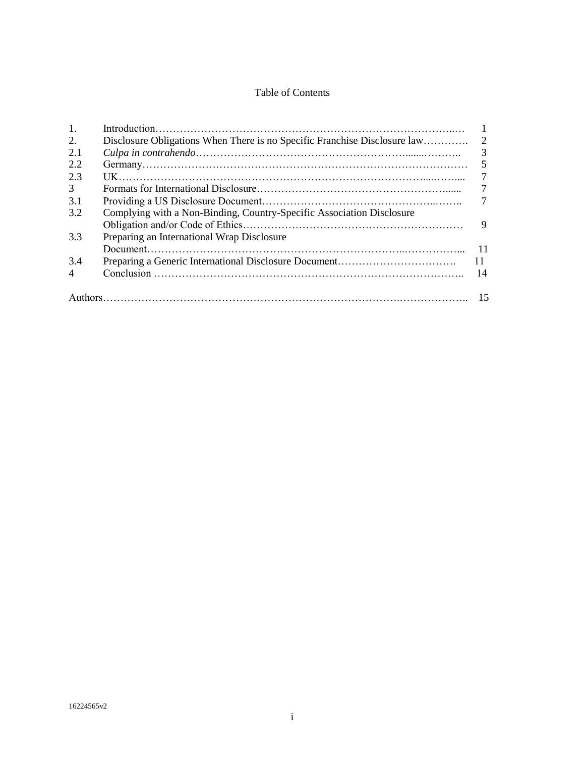Table of Contents

| | | |
|---|---|---|
| 1. | Introduction | 1 |
| 2. | Disclosure Obligations When There is no Specific Franchise Disclosure law | 2 |
| 2.1 | *Culpa in contrahendo* | 3 |
| 2.2 | Germany | 5 |
| 2.3 | UK | 7 |
| 3 | Formats for International Disclosure | 7 |
| 3.1 | Providing a US Disclosure Document | 7 |
| 3.2 | Complying with a Non-Binding, Country-Specific Association Disclosure Obligation and/or Code of Ethics | 9 |
| 3.3 | Preparing an International Wrap Disclosure Document | 11 |
| 3.4 | Preparing a Generic International Disclosure Document | 11 |
| 4 | Conclusion | 14 |
| | Authors | 15 |

16224565v2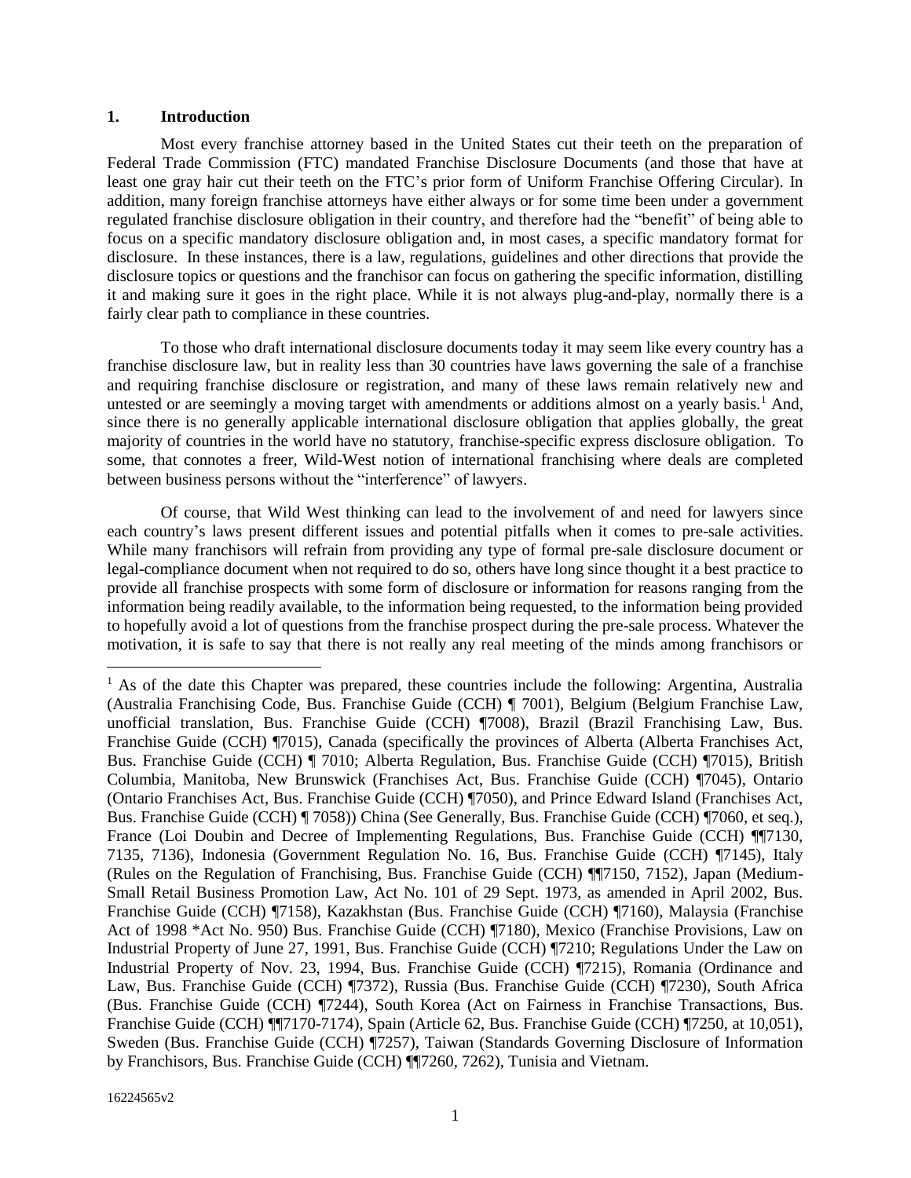## 1. Introduction

Most every franchise attorney based in the United States cut their teeth on the preparation of Federal Trade Commission (FTC) mandated Franchise Disclosure Documents (and those that have at least one gray hair cut their teeth on the FTC's prior form of Uniform Franchise Offering Circular). In addition, many foreign franchise attorneys have either always or for some time been under a government regulated franchise disclosure obligation in their country, and therefore had the "benefit" of being able to focus on a specific mandatory disclosure obligation and, in most cases, a specific mandatory format for disclosure. In these instances, there is a law, regulations, guidelines and other directions that provide the disclosure topics or questions and the franchisor can focus on gathering the specific information, distilling it and making sure it goes in the right place. While it is not always plug-and-play, normally there is a fairly clear path to compliance in these countries.

To those who draft international disclosure documents today it may seem like every country has a franchise disclosure law, but in reality less than 30 countries have laws governing the sale of a franchise and requiring franchise disclosure or registration, and many of these laws remain relatively new and untested or are seemingly a moving target with amendments or additions almost on a yearly basis.[1] And, since there is no generally applicable international disclosure obligation that applies globally, the great majority of countries in the world have no statutory, franchise-specific express disclosure obligation. To some, that connotes a freer, Wild-West notion of international franchising where deals are completed between business persons without the "interference" of lawyers.

Of course, that Wild West thinking can lead to the involvement of and need for lawyers since each country's laws present different issues and potential pitfalls when it comes to pre-sale activities. While many franchisors will refrain from providing any type of formal pre-sale disclosure document or legal-compliance document when not required to do so, others have long since thought it a best practice to provide all franchise prospects with some form of disclosure or information for reasons ranging from the information being readily available, to the information being requested, to the information being provided to hopefully avoid a lot of questions from the franchise prospect during the pre-sale process. Whatever the motivation, it is safe to say that there is not really any real meeting of the minds among franchisors or

---

[1] As of the date this Chapter was prepared, these countries include the following: Argentina, Australia (Australia Franchising Code, Bus. Franchise Guide (CCH) ¶ 7001), Belgium (Belgium Franchise Law, unofficial translation, Bus. Franchise Guide (CCH) ¶7008), Brazil (Brazil Franchising Law, Bus. Franchise Guide (CCH) ¶7015), Canada (specifically the provinces of Alberta (Alberta Franchises Act, Bus. Franchise Guide (CCH) ¶ 7010; Alberta Regulation, Bus. Franchise Guide (CCH) ¶7015), British Columbia, Manitoba, New Brunswick (Franchises Act, Bus. Franchise Guide (CCH) ¶7045), Ontario (Ontario Franchises Act, Bus. Franchise Guide (CCH) ¶7050), and Prince Edward Island (Franchises Act, Bus. Franchise Guide (CCH) ¶ 7058)) China (See Generally, Bus. Franchise Guide (CCH) ¶7060, et seq.), France (Loi Doubin and Decree of Implementing Regulations, Bus. Franchise Guide (CCH) ¶¶7130, 7135, 7136), Indonesia (Government Regulation No. 16, Bus. Franchise Guide (CCH) ¶7145), Italy (Rules on the Regulation of Franchising, Bus. Franchise Guide (CCH) ¶¶7150, 7152), Japan (Medium-Small Retail Business Promotion Law, Act No. 101 of 29 Sept. 1973, as amended in April 2002, Bus. Franchise Guide (CCH) ¶7158), Kazakhstan (Bus. Franchise Guide (CCH) ¶7160), Malaysia (Franchise Act of 1998 *Act No. 950) Bus. Franchise Guide (CCH) ¶7180), Mexico (Franchise Provisions, Law on Industrial Property of June 27, 1991, Bus. Franchise Guide (CCH) ¶7210; Regulations Under the Law on Industrial Property of Nov. 23, 1994, Bus. Franchise Guide (CCH) ¶7215), Romania (Ordinance and Law, Bus. Franchise Guide (CCH) ¶7372), Russia (Bus. Franchise Guide (CCH) ¶7230), South Africa (Bus. Franchise Guide (CCH) ¶7244), South Korea (Act on Fairness in Franchise Transactions, Bus. Franchise Guide (CCH) ¶¶7170-7174), Spain (Article 62, Bus. Franchise Guide (CCH) ¶7250, at 10,051), Sweden (Bus. Franchise Guide (CCH) ¶7257), Taiwan (Standards Governing Disclosure of Information by Franchisors, Bus. Franchise Guide (CCH) ¶¶7260, 7262), Tunisia and Vietnam.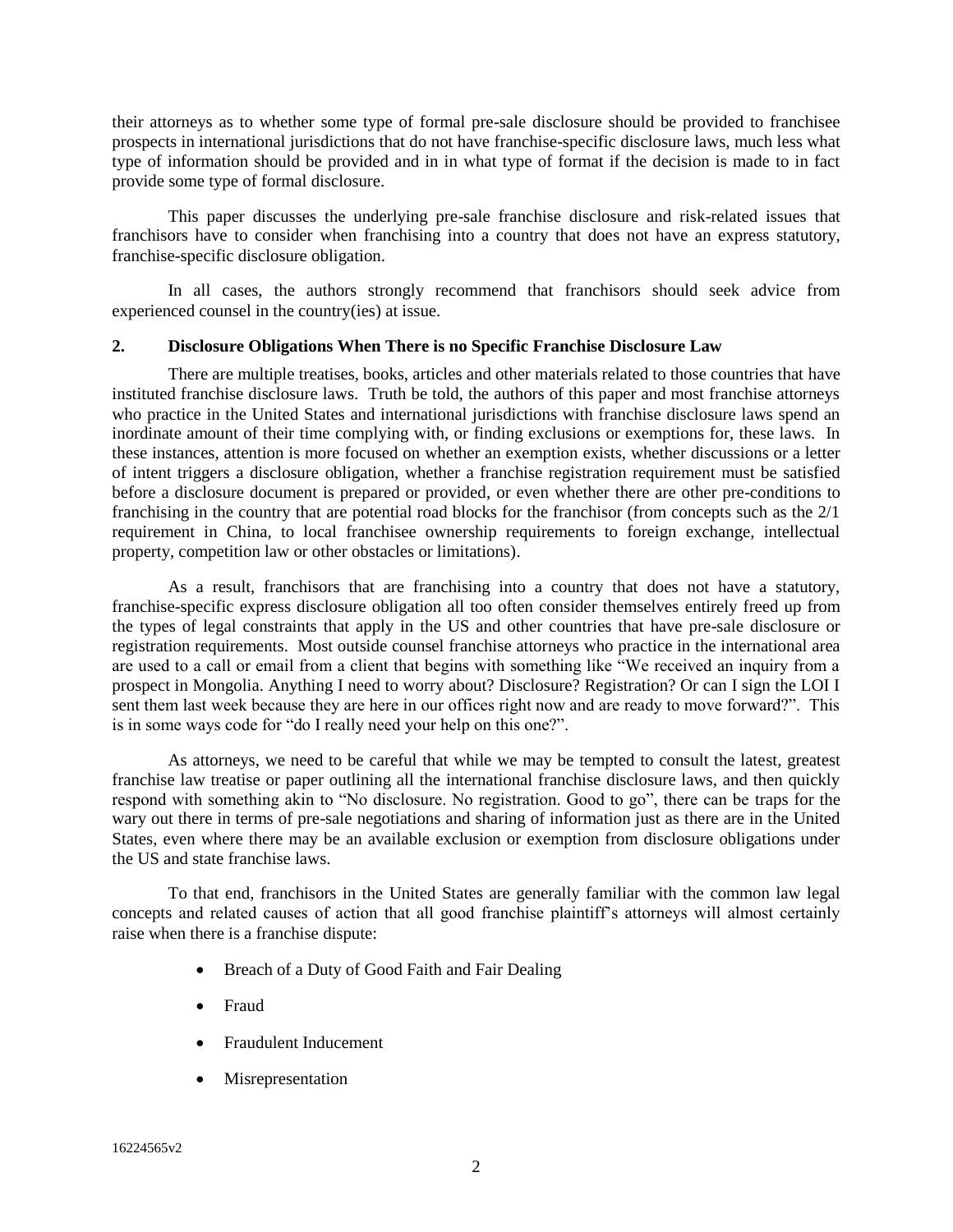their attorneys as to whether some type of formal pre-sale disclosure should be provided to franchisee prospects in international jurisdictions that do not have franchise-specific disclosure laws, much less what type of information should be provided and in in what type of format if the decision is made to in fact provide some type of formal disclosure.

This paper discusses the underlying pre-sale franchise disclosure and risk-related issues that franchisors have to consider when franchising into a country that does not have an express statutory, franchise-specific disclosure obligation.

In all cases, the authors strongly recommend that franchisors should seek advice from experienced counsel in the country(ies) at issue.

## 2. Disclosure Obligations When There is no Specific Franchise Disclosure Law

There are multiple treatises, books, articles and other materials related to those countries that have instituted franchise disclosure laws. Truth be told, the authors of this paper and most franchise attorneys who practice in the United States and international jurisdictions with franchise disclosure laws spend an inordinate amount of their time complying with, or finding exclusions or exemptions for, these laws. In these instances, attention is more focused on whether an exemption exists, whether discussions or a letter of intent triggers a disclosure obligation, whether a franchise registration requirement must be satisfied before a disclosure document is prepared or provided, or even whether there are other pre-conditions to franchising in the country that are potential road blocks for the franchisor (from concepts such as the 2/1 requirement in China, to local franchisee ownership requirements to foreign exchange, intellectual property, competition law or other obstacles or limitations).

As a result, franchisors that are franchising into a country that does not have a statutory, franchise-specific express disclosure obligation all too often consider themselves entirely freed up from the types of legal constraints that apply in the US and other countries that have pre-sale disclosure or registration requirements. Most outside counsel franchise attorneys who practice in the international area are used to a call or email from a client that begins with something like "We received an inquiry from a prospect in Mongolia. Anything I need to worry about? Disclosure? Registration? Or can I sign the LOI I sent them last week because they are here in our offices right now and are ready to move forward?". This is in some ways code for "do I really need your help on this one?".

As attorneys, we need to be careful that while we may be tempted to consult the latest, greatest franchise law treatise or paper outlining all the international franchise disclosure laws, and then quickly respond with something akin to "No disclosure. No registration. Good to go", there can be traps for the wary out there in terms of pre-sale negotiations and sharing of information just as there are in the United States, even where there may be an available exclusion or exemption from disclosure obligations under the US and state franchise laws.

To that end, franchisors in the United States are generally familiar with the common law legal concepts and related causes of action that all good franchise plaintiff's attorneys will almost certainly raise when there is a franchise dispute:

- Breach of a Duty of Good Faith and Fair Dealing
- Fraud
- Fraudulent Inducement
- Misrepresentation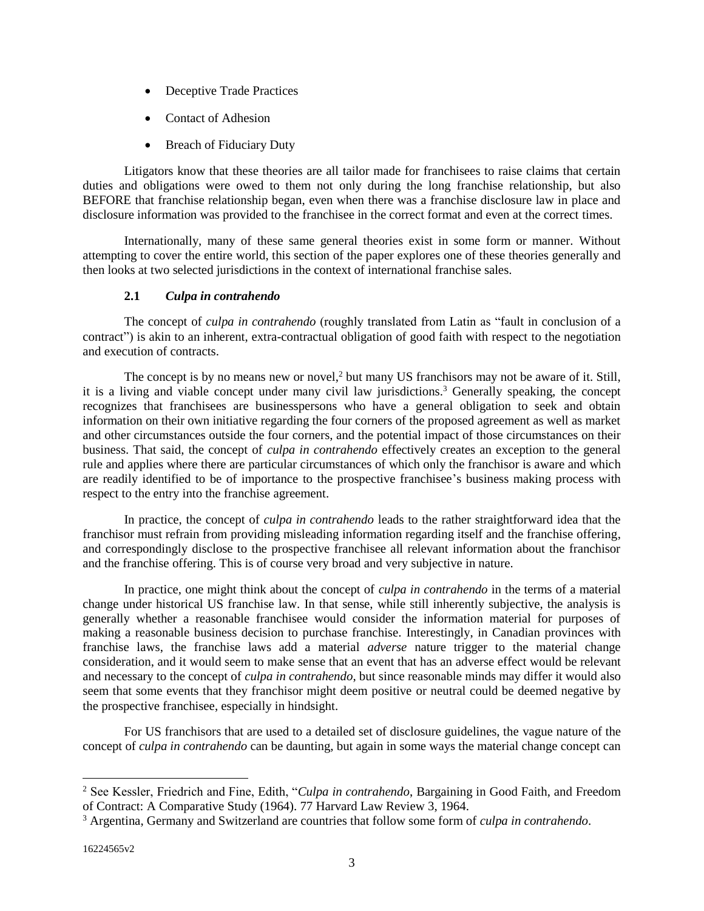- Deceptive Trade Practices
- Contact of Adhesion
- Breach of Fiduciary Duty

Litigators know that these theories are all tailor made for franchisees to raise claims that certain duties and obligations were owed to them not only during the long franchise relationship, but also BEFORE that franchise relationship began, even when there was a franchise disclosure law in place and disclosure information was provided to the franchisee in the correct format and even at the correct times.

Internationally, many of these same general theories exist in some form or manner. Without attempting to cover the entire world, this section of the paper explores one of these theories generally and then looks at two selected jurisdictions in the context of international franchise sales.

### 2.1 *Culpa in contrahendo*

The concept of *culpa in contrahendo* (roughly translated from Latin as "fault in conclusion of a contract") is akin to an inherent, extra-contractual obligation of good faith with respect to the negotiation and execution of contracts.

The concept is by no means new or novel,[2] but many US franchisors may not be aware of it. Still, it is a living and viable concept under many civil law jurisdictions.[3] Generally speaking, the concept recognizes that franchisees are businesspersons who have a general obligation to seek and obtain information on their own initiative regarding the four corners of the proposed agreement as well as market and other circumstances outside the four corners, and the potential impact of those circumstances on their business. That said, the concept of *culpa in contrahendo* effectively creates an exception to the general rule and applies where there are particular circumstances of which only the franchisor is aware and which are readily identified to be of importance to the prospective franchisee's business making process with respect to the entry into the franchise agreement.

In practice, the concept of *culpa in contrahendo* leads to the rather straightforward idea that the franchisor must refrain from providing misleading information regarding itself and the franchise offering, and correspondingly disclose to the prospective franchisee all relevant information about the franchisor and the franchise offering. This is of course very broad and very subjective in nature.

In practice, one might think about the concept of *culpa in contrahendo* in the terms of a material change under historical US franchise law. In that sense, while still inherently subjective, the analysis is generally whether a reasonable franchisee would consider the information material for purposes of making a reasonable business decision to purchase franchise. Interestingly, in Canadian provinces with franchise laws, the franchise laws add a material *adverse* nature trigger to the material change consideration, and it would seem to make sense that an event that has an adverse effect would be relevant and necessary to the concept of *culpa in contrahendo*, but since reasonable minds may differ it would also seem that some events that they franchisor might deem positive or neutral could be deemed negative by the prospective franchisee, especially in hindsight.

For US franchisors that are used to a detailed set of disclosure guidelines, the vague nature of the concept of *culpa in contrahendo* can be daunting, but again in some ways the material change concept can

---

[2] See Kessler, Friedrich and Fine, Edith, "*Culpa in contrahendo*, Bargaining in Good Faith, and Freedom of Contract: A Comparative Study (1964). 77 Harvard Law Review 3, 1964.

[3] Argentina, Germany and Switzerland are countries that follow some form of *culpa in contrahendo*.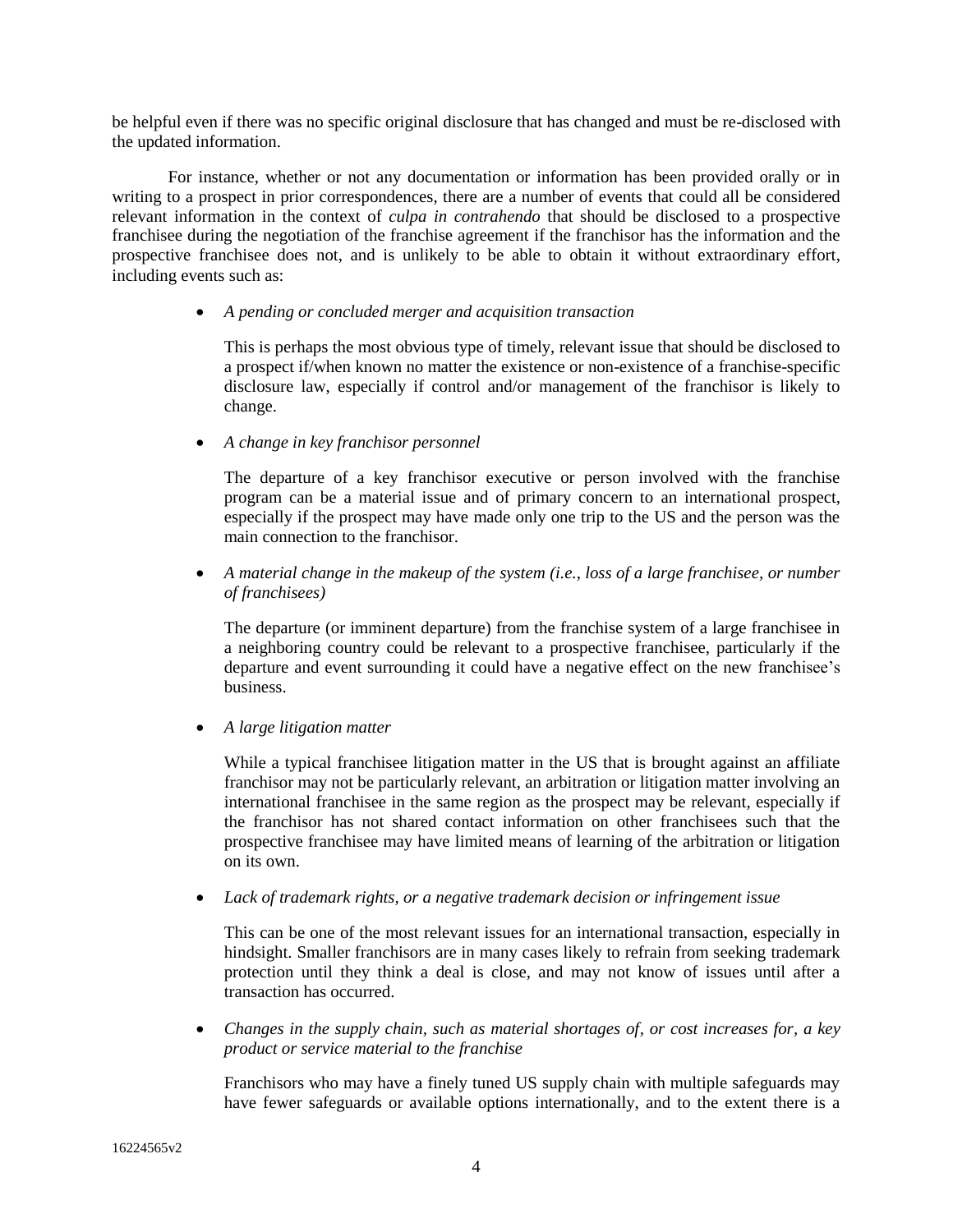be helpful even if there was no specific original disclosure that has changed and must be re-disclosed with the updated information.

For instance, whether or not any documentation or information has been provided orally or in writing to a prospect in prior correspondences, there are a number of events that could all be considered relevant information in the context of *culpa in contrahendo* that should be disclosed to a prospective franchisee during the negotiation of the franchise agreement if the franchisor has the information and the prospective franchisee does not, and is unlikely to be able to obtain it without extraordinary effort, including events such as:

- *A pending or concluded merger and acquisition transaction*

  This is perhaps the most obvious type of timely, relevant issue that should be disclosed to a prospect if/when known no matter the existence or non-existence of a franchise-specific disclosure law, especially if control and/or management of the franchisor is likely to change.

- *A change in key franchisor personnel*

  The departure of a key franchisor executive or person involved with the franchise program can be a material issue and of primary concern to an international prospect, especially if the prospect may have made only one trip to the US and the person was the main connection to the franchisor.

- *A material change in the makeup of the system (i.e., loss of a large franchisee, or number of franchisees)*

  The departure (or imminent departure) from the franchise system of a large franchisee in a neighboring country could be relevant to a prospective franchisee, particularly if the departure and event surrounding it could have a negative effect on the new franchisee's business.

- *A large litigation matter*

  While a typical franchisee litigation matter in the US that is brought against an affiliate franchisor may not be particularly relevant, an arbitration or litigation matter involving an international franchisee in the same region as the prospect may be relevant, especially if the franchisor has not shared contact information on other franchisees such that the prospective franchisee may have limited means of learning of the arbitration or litigation on its own.

- *Lack of trademark rights, or a negative trademark decision or infringement issue*

  This can be one of the most relevant issues for an international transaction, especially in hindsight. Smaller franchisors are in many cases likely to refrain from seeking trademark protection until they think a deal is close, and may not know of issues until after a transaction has occurred.

- *Changes in the supply chain, such as material shortages of, or cost increases for, a key product or service material to the franchise*

  Franchisors who may have a finely tuned US supply chain with multiple safeguards may have fewer safeguards or available options internationally, and to the extent there is a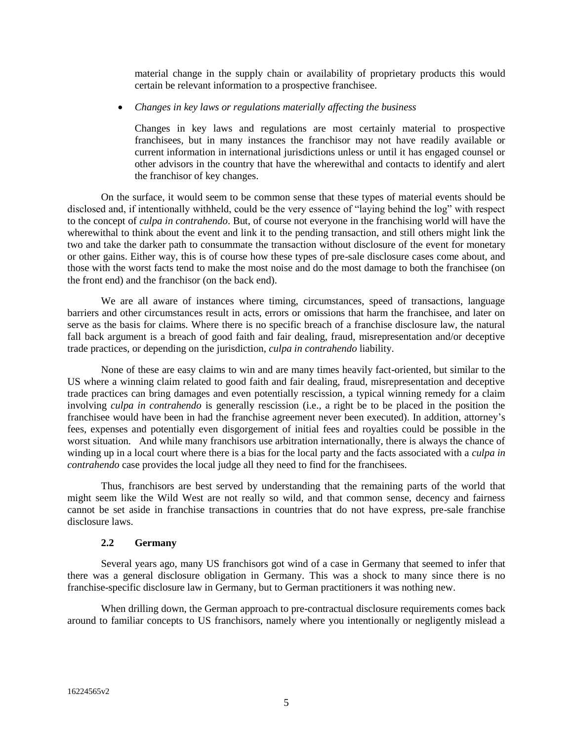material change in the supply chain or availability of proprietary products this would certain be relevant information to a prospective franchisee.

- *Changes in key laws or regulations materially affecting the business*

  Changes in key laws and regulations are most certainly material to prospective franchisees, but in many instances the franchisor may not have readily available or current information in international jurisdictions unless or until it has engaged counsel or other advisors in the country that have the wherewithal and contacts to identify and alert the franchisor of key changes.

On the surface, it would seem to be common sense that these types of material events should be disclosed and, if intentionally withheld, could be the very essence of "laying behind the log" with respect to the concept of *culpa in contrahendo*. But, of course not everyone in the franchising world will have the wherewithal to think about the event and link it to the pending transaction, and still others might link the two and take the darker path to consummate the transaction without disclosure of the event for monetary or other gains. Either way, this is of course how these types of pre-sale disclosure cases come about, and those with the worst facts tend to make the most noise and do the most damage to both the franchisee (on the front end) and the franchisor (on the back end).

We are all aware of instances where timing, circumstances, speed of transactions, language barriers and other circumstances result in acts, errors or omissions that harm the franchisee, and later on serve as the basis for claims. Where there is no specific breach of a franchise disclosure law, the natural fall back argument is a breach of good faith and fair dealing, fraud, misrepresentation and/or deceptive trade practices, or depending on the jurisdiction, *culpa in contrahendo* liability.

None of these are easy claims to win and are many times heavily fact-oriented, but similar to the US where a winning claim related to good faith and fair dealing, fraud, misrepresentation and deceptive trade practices can bring damages and even potentially rescission, a typical winning remedy for a claim involving *culpa in contrahendo* is generally rescission (i.e., a right be to be placed in the position the franchisee would have been in had the franchise agreement never been executed). In addition, attorney's fees, expenses and potentially even disgorgement of initial fees and royalties could be possible in the worst situation. And while many franchisors use arbitration internationally, there is always the chance of winding up in a local court where there is a bias for the local party and the facts associated with a *culpa in contrahendo* case provides the local judge all they need to find for the franchisees.

Thus, franchisors are best served by understanding that the remaining parts of the world that might seem like the Wild West are not really so wild, and that common sense, decency and fairness cannot be set aside in franchise transactions in countries that do not have express, pre-sale franchise disclosure laws.

### 2.2 Germany

Several years ago, many US franchisors got wind of a case in Germany that seemed to infer that there was a general disclosure obligation in Germany. This was a shock to many since there is no franchise-specific disclosure law in Germany, but to German practitioners it was nothing new.

When drilling down, the German approach to pre-contractual disclosure requirements comes back around to familiar concepts to US franchisors, namely where you intentionally or negligently mislead a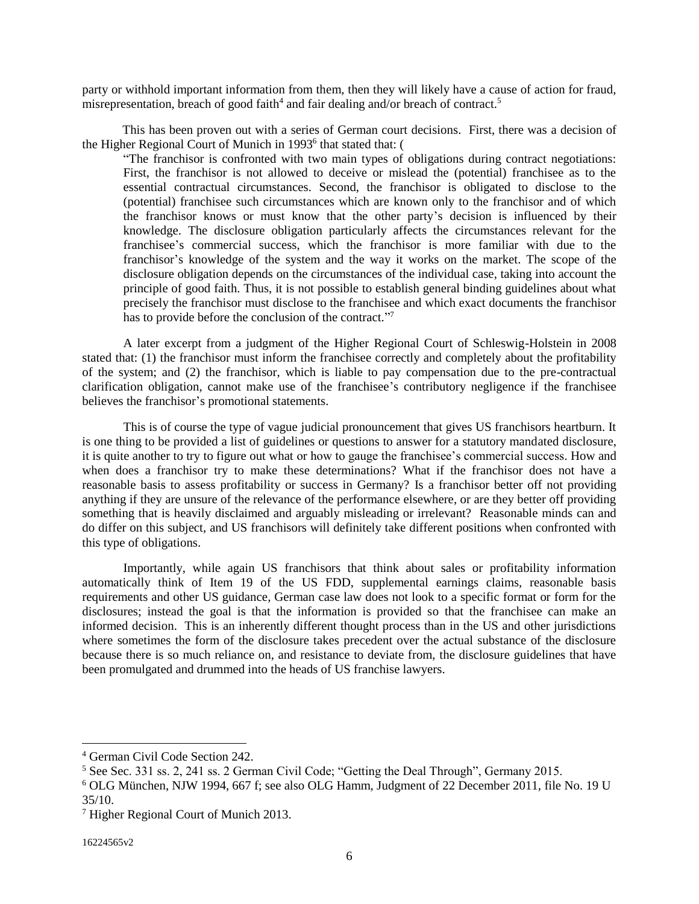party or withhold important information from them, then they will likely have a cause of action for fraud, misrepresentation, breach of good faith[4] and fair dealing and/or breach of contract.[5]

This has been proven out with a series of German court decisions. First, there was a decision of the Higher Regional Court of Munich in 1993[6] that stated that: (

> "The franchisor is confronted with two main types of obligations during contract negotiations: First, the franchisor is not allowed to deceive or mislead the (potential) franchisee as to the essential contractual circumstances. Second, the franchisor is obligated to disclose to the (potential) franchisee such circumstances which are known only to the franchisor and of which the franchisor knows or must know that the other party's decision is influenced by their knowledge. The disclosure obligation particularly affects the circumstances relevant for the franchisee's commercial success, which the franchisor is more familiar with due to the franchisor's knowledge of the system and the way it works on the market. The scope of the disclosure obligation depends on the circumstances of the individual case, taking into account the principle of good faith. Thus, it is not possible to establish general binding guidelines about what precisely the franchisor must disclose to the franchisee and which exact documents the franchisor has to provide before the conclusion of the contract."[7]

A later excerpt from a judgment of the Higher Regional Court of Schleswig-Holstein in 2008 stated that: (1) the franchisor must inform the franchisee correctly and completely about the profitability of the system; and (2) the franchisor, which is liable to pay compensation due to the pre-contractual clarification obligation, cannot make use of the franchisee's contributory negligence if the franchisee believes the franchisor's promotional statements.

This is of course the type of vague judicial pronouncement that gives US franchisors heartburn. It is one thing to be provided a list of guidelines or questions to answer for a statutory mandated disclosure, it is quite another to try to figure out what or how to gauge the franchisee's commercial success. How and when does a franchisor try to make these determinations? What if the franchisor does not have a reasonable basis to assess profitability or success in Germany? Is a franchisor better off not providing anything if they are unsure of the relevance of the performance elsewhere, or are they better off providing something that is heavily disclaimed and arguably misleading or irrelevant? Reasonable minds can and do differ on this subject, and US franchisors will definitely take different positions when confronted with this type of obligations.

Importantly, while again US franchisors that think about sales or profitability information automatically think of Item 19 of the US FDD, supplemental earnings claims, reasonable basis requirements and other US guidance, German case law does not look to a specific format or form for the disclosures; instead the goal is that the information is provided so that the franchisee can make an informed decision. This is an inherently different thought process than in the US and other jurisdictions where sometimes the form of the disclosure takes precedent over the actual substance of the disclosure because there is so much reliance on, and resistance to deviate from, the disclosure guidelines that have been promulgated and drummed into the heads of US franchise lawyers.

---

[4] German Civil Code Section 242.

[5] See Sec. 331 ss. 2, 241 ss. 2 German Civil Code; "Getting the Deal Through", Germany 2015.

[6] OLG München, NJW 1994, 667 f; see also OLG Hamm, Judgment of 22 December 2011, file No. 19 U 35/10.

[7] Higher Regional Court of Munich 2013.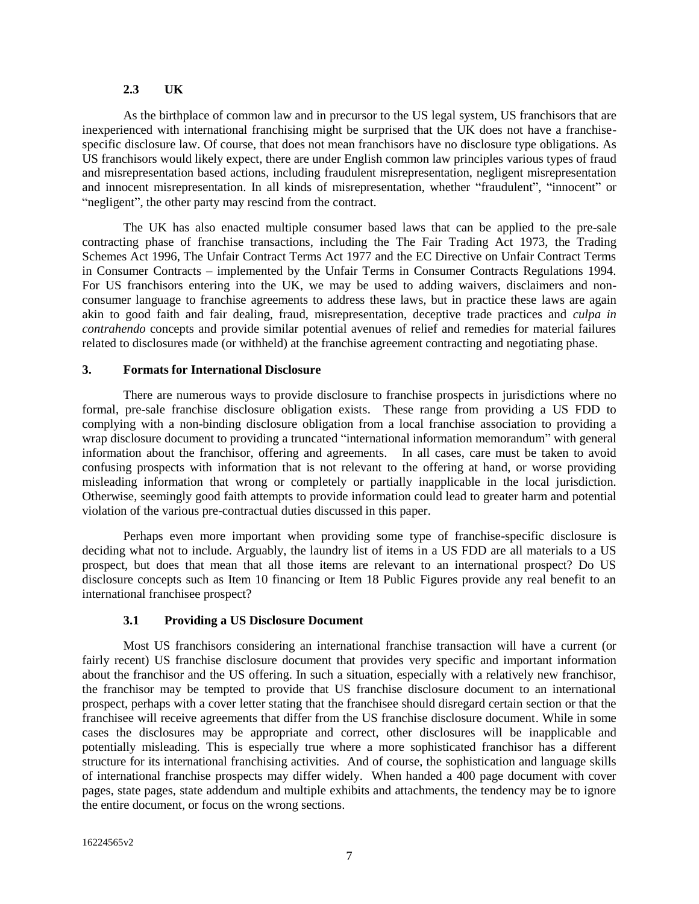### 2.3 UK

As the birthplace of common law and in precursor to the US legal system, US franchisors that are inexperienced with international franchising might be surprised that the UK does not have a franchise-specific disclosure law. Of course, that does not mean franchisors have no disclosure type obligations. As US franchisors would likely expect, there are under English common law principles various types of fraud and misrepresentation based actions, including fraudulent misrepresentation, negligent misrepresentation and innocent misrepresentation. In all kinds of misrepresentation, whether "fraudulent", "innocent" or "negligent", the other party may rescind from the contract.

The UK has also enacted multiple consumer based laws that can be applied to the pre-sale contracting phase of franchise transactions, including the The Fair Trading Act 1973, the Trading Schemes Act 1996, The Unfair Contract Terms Act 1977 and the EC Directive on Unfair Contract Terms in Consumer Contracts – implemented by the Unfair Terms in Consumer Contracts Regulations 1994. For US franchisors entering into the UK, we may be used to adding waivers, disclaimers and non-consumer language to franchise agreements to address these laws, but in practice these laws are again akin to good faith and fair dealing, fraud, misrepresentation, deceptive trade practices and *culpa in contrahendo* concepts and provide similar potential avenues of relief and remedies for material failures related to disclosures made (or withheld) at the franchise agreement contracting and negotiating phase.

## 3. Formats for International Disclosure

There are numerous ways to provide disclosure to franchise prospects in jurisdictions where no formal, pre-sale franchise disclosure obligation exists. These range from providing a US FDD to complying with a non-binding disclosure obligation from a local franchise association to providing a wrap disclosure document to providing a truncated "international information memorandum" with general information about the franchisor, offering and agreements. In all cases, care must be taken to avoid confusing prospects with information that is not relevant to the offering at hand, or worse providing misleading information that wrong or completely or partially inapplicable in the local jurisdiction. Otherwise, seemingly good faith attempts to provide information could lead to greater harm and potential violation of the various pre-contractual duties discussed in this paper.

Perhaps even more important when providing some type of franchise-specific disclosure is deciding what not to include. Arguably, the laundry list of items in a US FDD are all materials to a US prospect, but does that mean that all those items are relevant to an international prospect? Do US disclosure concepts such as Item 10 financing or Item 18 Public Figures provide any real benefit to an international franchisee prospect?

### 3.1 Providing a US Disclosure Document

Most US franchisors considering an international franchise transaction will have a current (or fairly recent) US franchise disclosure document that provides very specific and important information about the franchisor and the US offering. In such a situation, especially with a relatively new franchisor, the franchisor may be tempted to provide that US franchise disclosure document to an international prospect, perhaps with a cover letter stating that the franchisee should disregard certain section or that the franchisee will receive agreements that differ from the US franchise disclosure document. While in some cases the disclosures may be appropriate and correct, other disclosures will be inapplicable and potentially misleading. This is especially true where a more sophisticated franchisor has a different structure for its international franchising activities. And of course, the sophistication and language skills of international franchise prospects may differ widely. When handed a 400 page document with cover pages, state pages, state addendum and multiple exhibits and attachments, the tendency may be to ignore the entire document, or focus on the wrong sections.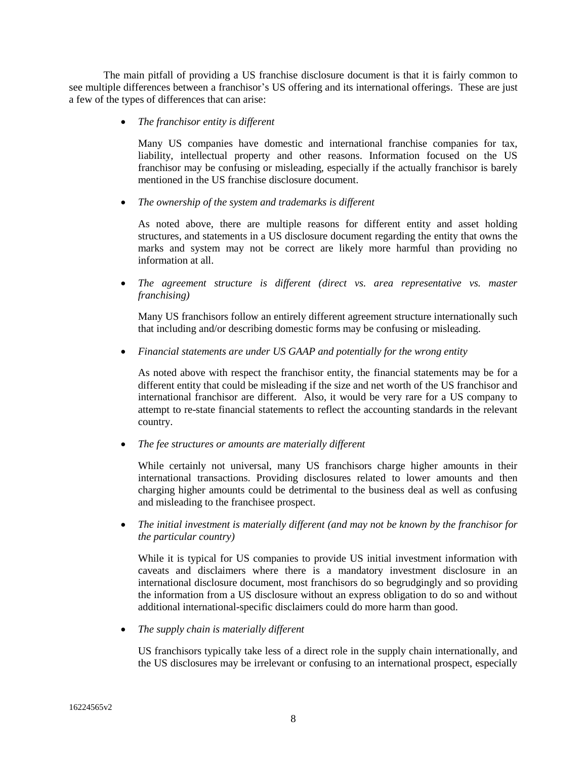The main pitfall of providing a US franchise disclosure document is that it is fairly common to see multiple differences between a franchisor's US offering and its international offerings. These are just a few of the types of differences that can arise:

- *The franchisor entity is different*

  Many US companies have domestic and international franchise companies for tax, liability, intellectual property and other reasons. Information focused on the US franchisor may be confusing or misleading, especially if the actually franchisor is barely mentioned in the US franchise disclosure document.

- *The ownership of the system and trademarks is different*

  As noted above, there are multiple reasons for different entity and asset holding structures, and statements in a US disclosure document regarding the entity that owns the marks and system may not be correct are likely more harmful than providing no information at all.

- *The agreement structure is different (direct vs. area representative vs. master franchising)*

  Many US franchisors follow an entirely different agreement structure internationally such that including and/or describing domestic forms may be confusing or misleading.

- *Financial statements are under US GAAP and potentially for the wrong entity*

  As noted above with respect the franchisor entity, the financial statements may be for a different entity that could be misleading if the size and net worth of the US franchisor and international franchisor are different. Also, it would be very rare for a US company to attempt to re-state financial statements to reflect the accounting standards in the relevant country.

- *The fee structures or amounts are materially different*

  While certainly not universal, many US franchisors charge higher amounts in their international transactions. Providing disclosures related to lower amounts and then charging higher amounts could be detrimental to the business deal as well as confusing and misleading to the franchisee prospect.

- *The initial investment is materially different (and may not be known by the franchisor for the particular country)*

  While it is typical for US companies to provide US initial investment information with caveats and disclaimers where there is a mandatory investment disclosure in an international disclosure document, most franchisors do so begrudgingly and so providing the information from a US disclosure without an express obligation to do so and without additional international-specific disclaimers could do more harm than good.

- *The supply chain is materially different*

  US franchisors typically take less of a direct role in the supply chain internationally, and the US disclosures may be irrelevant or confusing to an international prospect, especially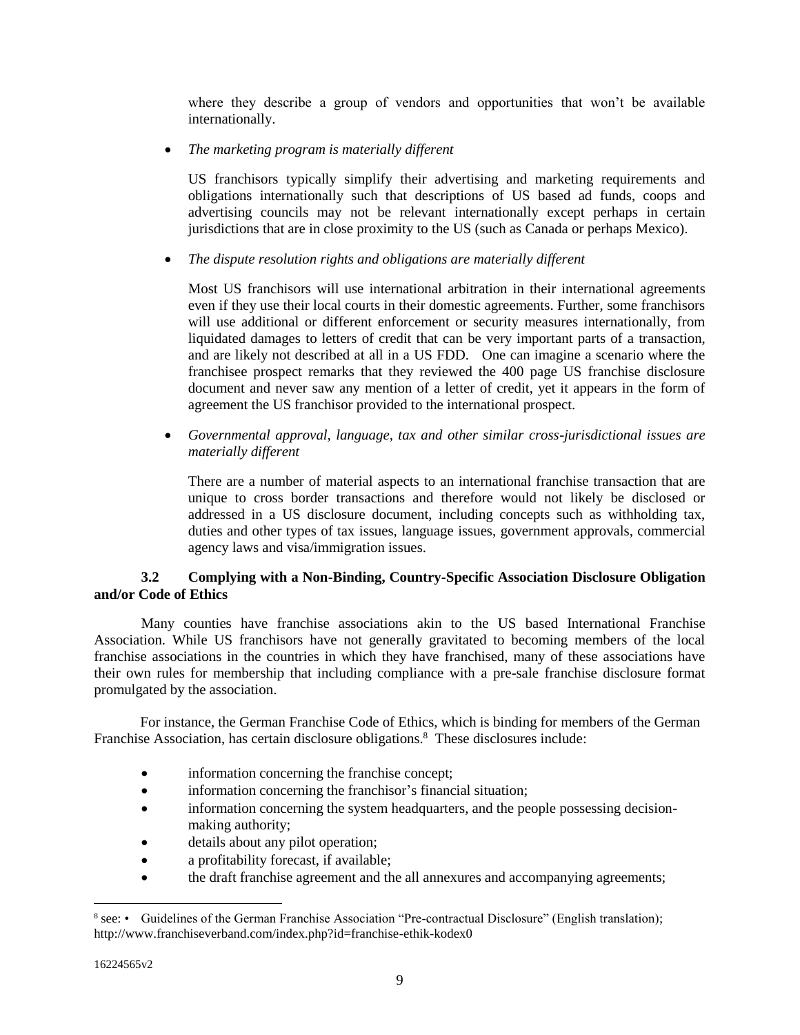where they describe a group of vendors and opportunities that won't be available internationally.

- *The marketing program is materially different*

  US franchisors typically simplify their advertising and marketing requirements and obligations internationally such that descriptions of US based ad funds, coops and advertising councils may not be relevant internationally except perhaps in certain jurisdictions that are in close proximity to the US (such as Canada or perhaps Mexico).

- *The dispute resolution rights and obligations are materially different*

  Most US franchisors will use international arbitration in their international agreements even if they use their local courts in their domestic agreements. Further, some franchisors will use additional or different enforcement or security measures internationally, from liquidated damages to letters of credit that can be very important parts of a transaction, and are likely not described at all in a US FDD. One can imagine a scenario where the franchisee prospect remarks that they reviewed the 400 page US franchise disclosure document and never saw any mention of a letter of credit, yet it appears in the form of agreement the US franchisor provided to the international prospect.

- *Governmental approval, language, tax and other similar cross-jurisdictional issues are materially different*

  There are a number of material aspects to an international franchise transaction that are unique to cross border transactions and therefore would not likely be disclosed or addressed in a US disclosure document, including concepts such as withholding tax, duties and other types of tax issues, language issues, government approvals, commercial agency laws and visa/immigration issues.

### 3.2 Complying with a Non-Binding, Country-Specific Association Disclosure Obligation and/or Code of Ethics

Many counties have franchise associations akin to the US based International Franchise Association. While US franchisors have not generally gravitated to becoming members of the local franchise associations in the countries in which they have franchised, many of these associations have their own rules for membership that including compliance with a pre-sale franchise disclosure format promulgated by the association.

For instance, the German Franchise Code of Ethics, which is binding for members of the German Franchise Association, has certain disclosure obligations.[8] These disclosures include:

- information concerning the franchise concept;
- information concerning the franchisor's financial situation;
- information concerning the system headquarters, and the people possessing decision-making authority;
- details about any pilot operation;
- a profitability forecast, if available;
- the draft franchise agreement and the all annexures and accompanying agreements;

---

[8] see: • Guidelines of the German Franchise Association "Pre-contractual Disclosure" (English translation); http://www.franchiseverband.com/index.php?id=franchise-ethik-kodex0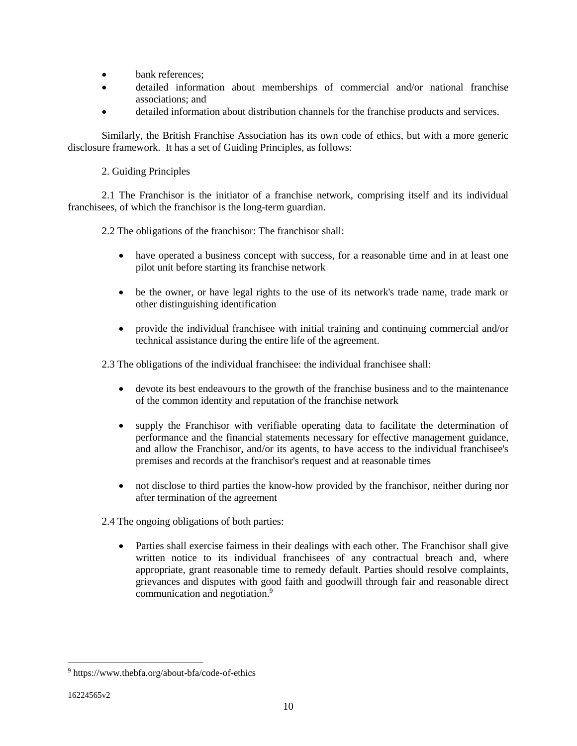- bank references;
- detailed information about memberships of commercial and/or national franchise associations; and
- detailed information about distribution channels for the franchise products and services.

Similarly, the British Franchise Association has its own code of ethics, but with a more generic disclosure framework. It has a set of Guiding Principles, as follows:

2. Guiding Principles

2.1 The Franchisor is the initiator of a franchise network, comprising itself and its individual franchisees, of which the franchisor is the long-term guardian.

2.2 The obligations of the franchisor: The franchisor shall:

- have operated a business concept with success, for a reasonable time and in at least one pilot unit before starting its franchise network
- be the owner, or have legal rights to the use of its network's trade name, trade mark or other distinguishing identification
- provide the individual franchisee with initial training and continuing commercial and/or technical assistance during the entire life of the agreement.

2.3 The obligations of the individual franchisee: the individual franchisee shall:

- devote its best endeavours to the growth of the franchise business and to the maintenance of the common identity and reputation of the franchise network
- supply the Franchisor with verifiable operating data to facilitate the determination of performance and the financial statements necessary for effective management guidance, and allow the Franchisor, and/or its agents, to have access to the individual franchisee's premises and records at the franchisor's request and at reasonable times
- not disclose to third parties the know-how provided by the franchisor, neither during nor after termination of the agreement

2.4 The ongoing obligations of both parties:

- Parties shall exercise fairness in their dealings with each other. The Franchisor shall give written notice to its individual franchisees of any contractual breach and, where appropriate, grant reasonable time to remedy default. Parties should resolve complaints, grievances and disputes with good faith and goodwill through fair and reasonable direct communication and negotiation.[9]

---

[9] https://www.thebfa.org/about-bfa/code-of-ethics

16224565v2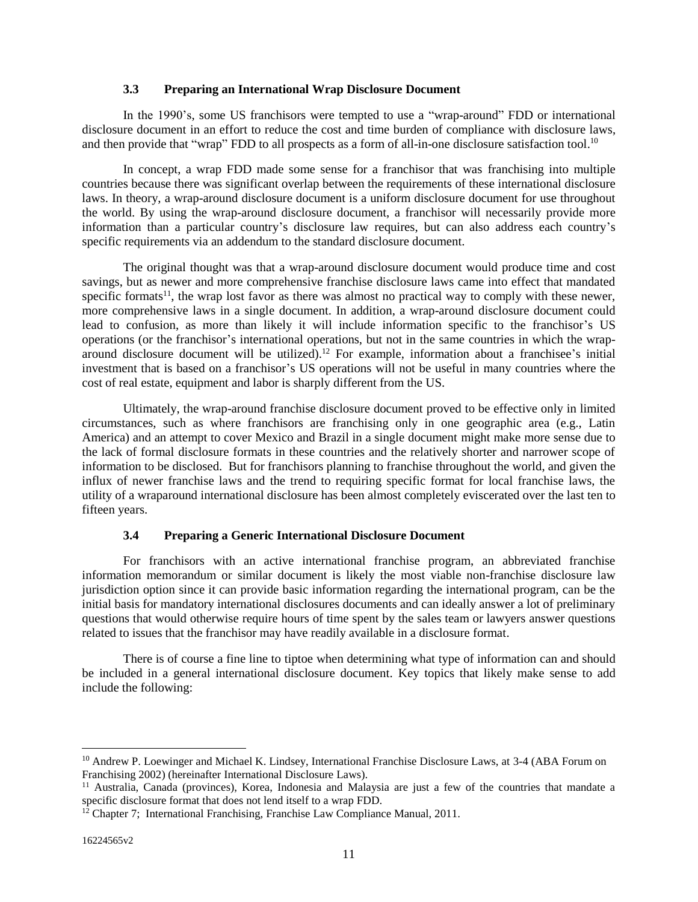### 3.3 Preparing an International Wrap Disclosure Document

In the 1990's, some US franchisors were tempted to use a "wrap-around" FDD or international disclosure document in an effort to reduce the cost and time burden of compliance with disclosure laws, and then provide that "wrap" FDD to all prospects as a form of all-in-one disclosure satisfaction tool.[10]

In concept, a wrap FDD made some sense for a franchisor that was franchising into multiple countries because there was significant overlap between the requirements of these international disclosure laws. In theory, a wrap-around disclosure document is a uniform disclosure document for use throughout the world. By using the wrap-around disclosure document, a franchisor will necessarily provide more information than a particular country's disclosure law requires, but can also address each country's specific requirements via an addendum to the standard disclosure document.

The original thought was that a wrap-around disclosure document would produce time and cost savings, but as newer and more comprehensive franchise disclosure laws came into effect that mandated specific formats[11], the wrap lost favor as there was almost no practical way to comply with these newer, more comprehensive laws in a single document. In addition, a wrap-around disclosure document could lead to confusion, as more than likely it will include information specific to the franchisor's US operations (or the franchisor's international operations, but not in the same countries in which the wrap-around disclosure document will be utilized).[12] For example, information about a franchisee's initial investment that is based on a franchisor's US operations will not be useful in many countries where the cost of real estate, equipment and labor is sharply different from the US.

Ultimately, the wrap-around franchise disclosure document proved to be effective only in limited circumstances, such as where franchisors are franchising only in one geographic area (e.g., Latin America) and an attempt to cover Mexico and Brazil in a single document might make more sense due to the lack of formal disclosure formats in these countries and the relatively shorter and narrower scope of information to be disclosed. But for franchisors planning to franchise throughout the world, and given the influx of newer franchise laws and the trend to requiring specific format for local franchise laws, the utility of a wraparound international disclosure has been almost completely eviscerated over the last ten to fifteen years.

### 3.4 Preparing a Generic International Disclosure Document

For franchisors with an active international franchise program, an abbreviated franchise information memorandum or similar document is likely the most viable non-franchise disclosure law jurisdiction option since it can provide basic information regarding the international program, can be the initial basis for mandatory international disclosures documents and can ideally answer a lot of preliminary questions that would otherwise require hours of time spent by the sales team or lawyers answer questions related to issues that the franchisor may have readily available in a disclosure format.

There is of course a fine line to tiptoe when determining what type of information can and should be included in a general international disclosure document. Key topics that likely make sense to add include the following:

---

[10] Andrew P. Loewinger and Michael K. Lindsey, International Franchise Disclosure Laws, at 3-4 (ABA Forum on Franchising 2002) (hereinafter International Disclosure Laws).

[11] Australia, Canada (provinces), Korea, Indonesia and Malaysia are just a few of the countries that mandate a specific disclosure format that does not lend itself to a wrap FDD.

[12] Chapter 7; International Franchising, Franchise Law Compliance Manual, 2011.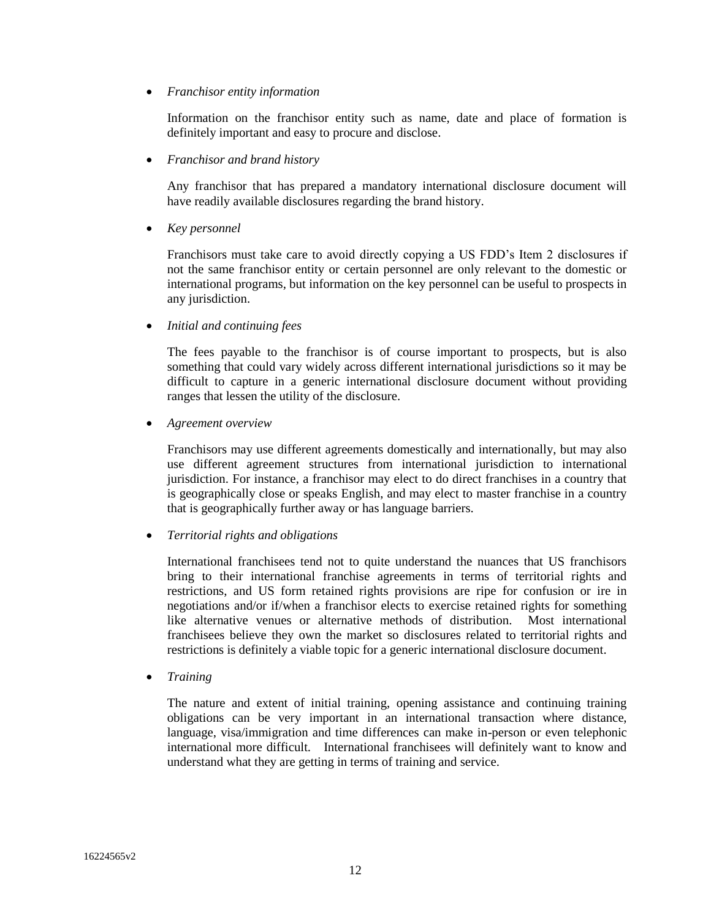- *Franchisor entity information*

  Information on the franchisor entity such as name, date and place of formation is definitely important and easy to procure and disclose.

- *Franchisor and brand history*

  Any franchisor that has prepared a mandatory international disclosure document will have readily available disclosures regarding the brand history.

- *Key personnel*

  Franchisors must take care to avoid directly copying a US FDD's Item 2 disclosures if not the same franchisor entity or certain personnel are only relevant to the domestic or international programs, but information on the key personnel can be useful to prospects in any jurisdiction.

- *Initial and continuing fees*

  The fees payable to the franchisor is of course important to prospects, but is also something that could vary widely across different international jurisdictions so it may be difficult to capture in a generic international disclosure document without providing ranges that lessen the utility of the disclosure.

- *Agreement overview*

  Franchisors may use different agreements domestically and internationally, but may also use different agreement structures from international jurisdiction to international jurisdiction. For instance, a franchisor may elect to do direct franchises in a country that is geographically close or speaks English, and may elect to master franchise in a country that is geographically further away or has language barriers.

- *Territorial rights and obligations*

  International franchisees tend not to quite understand the nuances that US franchisors bring to their international franchise agreements in terms of territorial rights and restrictions, and US form retained rights provisions are ripe for confusion or ire in negotiations and/or if/when a franchisor elects to exercise retained rights for something like alternative venues or alternative methods of distribution. Most international franchisees believe they own the market so disclosures related to territorial rights and restrictions is definitely a viable topic for a generic international disclosure document.

- *Training*

  The nature and extent of initial training, opening assistance and continuing training obligations can be very important in an international transaction where distance, language, visa/immigration and time differences can make in-person or even telephonic international more difficult. International franchisees will definitely want to know and understand what they are getting in terms of training and service.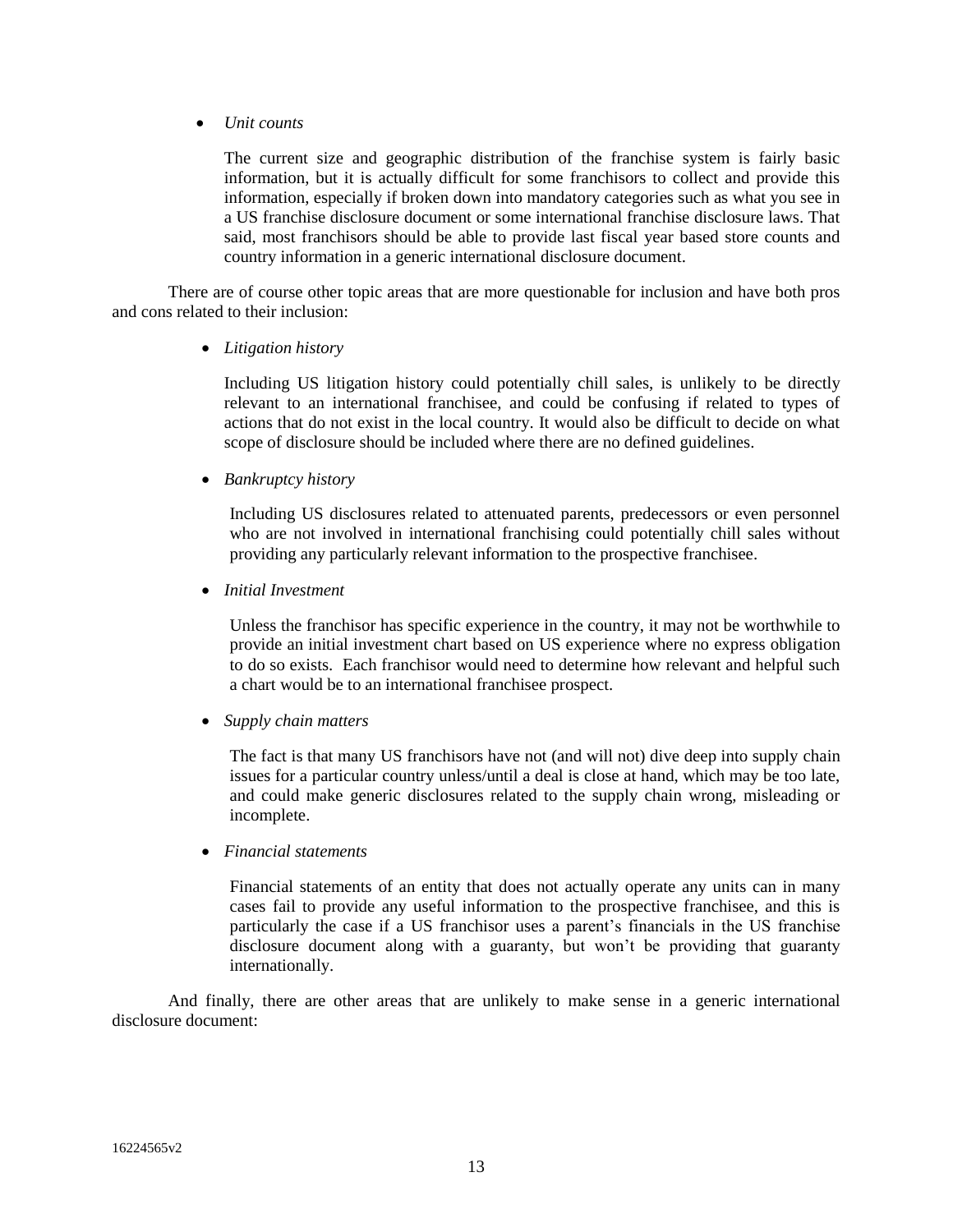- *Unit counts*

  The current size and geographic distribution of the franchise system is fairly basic information, but it is actually difficult for some franchisors to collect and provide this information, especially if broken down into mandatory categories such as what you see in a US franchise disclosure document or some international franchise disclosure laws. That said, most franchisors should be able to provide last fiscal year based store counts and country information in a generic international disclosure document.

There are of course other topic areas that are more questionable for inclusion and have both pros and cons related to their inclusion:

- *Litigation history*

  Including US litigation history could potentially chill sales, is unlikely to be directly relevant to an international franchisee, and could be confusing if related to types of actions that do not exist in the local country. It would also be difficult to decide on what scope of disclosure should be included where there are no defined guidelines.

- *Bankruptcy history*

  Including US disclosures related to attenuated parents, predecessors or even personnel who are not involved in international franchising could potentially chill sales without providing any particularly relevant information to the prospective franchisee.

- *Initial Investment*

  Unless the franchisor has specific experience in the country, it may not be worthwhile to provide an initial investment chart based on US experience where no express obligation to do so exists. Each franchisor would need to determine how relevant and helpful such a chart would be to an international franchisee prospect.

- *Supply chain matters*

  The fact is that many US franchisors have not (and will not) dive deep into supply chain issues for a particular country unless/until a deal is close at hand, which may be too late, and could make generic disclosures related to the supply chain wrong, misleading or incomplete.

- *Financial statements*

  Financial statements of an entity that does not actually operate any units can in many cases fail to provide any useful information to the prospective franchisee, and this is particularly the case if a US franchisor uses a parent's financials in the US franchise disclosure document along with a guaranty, but won't be providing that guaranty internationally.

And finally, there are other areas that are unlikely to make sense in a generic international disclosure document: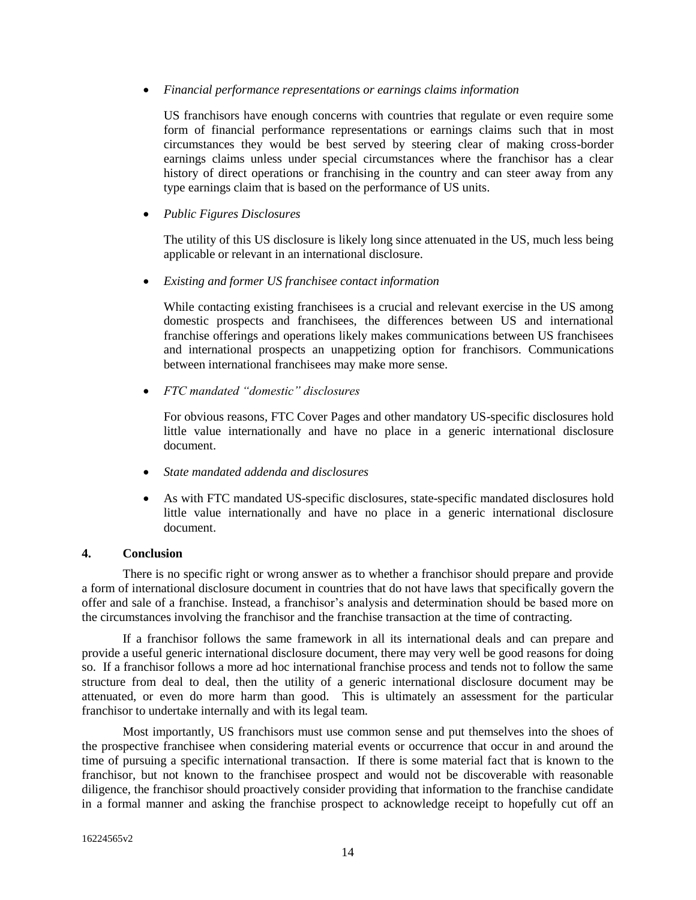- *Financial performance representations or earnings claims information*

  US franchisors have enough concerns with countries that regulate or even require some form of financial performance representations or earnings claims such that in most circumstances they would be best served by steering clear of making cross-border earnings claims unless under special circumstances where the franchisor has a clear history of direct operations or franchising in the country and can steer away from any type earnings claim that is based on the performance of US units.

- *Public Figures Disclosures*

  The utility of this US disclosure is likely long since attenuated in the US, much less being applicable or relevant in an international disclosure.

- *Existing and former US franchisee contact information*

  While contacting existing franchisees is a crucial and relevant exercise in the US among domestic prospects and franchisees, the differences between US and international franchise offerings and operations likely makes communications between US franchisees and international prospects an unappetizing option for franchisors. Communications between international franchisees may make more sense.

- *FTC mandated "domestic" disclosures*

  For obvious reasons, FTC Cover Pages and other mandatory US-specific disclosures hold little value internationally and have no place in a generic international disclosure document.

- *State mandated addenda and disclosures*

- As with FTC mandated US-specific disclosures, state-specific mandated disclosures hold little value internationally and have no place in a generic international disclosure document.

## 4. Conclusion

There is no specific right or wrong answer as to whether a franchisor should prepare and provide a form of international disclosure document in countries that do not have laws that specifically govern the offer and sale of a franchise. Instead, a franchisor's analysis and determination should be based more on the circumstances involving the franchisor and the franchise transaction at the time of contracting.

If a franchisor follows the same framework in all its international deals and can prepare and provide a useful generic international disclosure document, there may very well be good reasons for doing so. If a franchisor follows a more ad hoc international franchise process and tends not to follow the same structure from deal to deal, then the utility of a generic international disclosure document may be attenuated, or even do more harm than good. This is ultimately an assessment for the particular franchisor to undertake internally and with its legal team.

Most importantly, US franchisors must use common sense and put themselves into the shoes of the prospective franchisee when considering material events or occurrence that occur in and around the time of pursuing a specific international transaction. If there is some material fact that is known to the franchisor, but not known to the franchisee prospect and would not be discoverable with reasonable diligence, the franchisor should proactively consider providing that information to the franchise candidate in a formal manner and asking the franchise prospect to acknowledge receipt to hopefully cut off an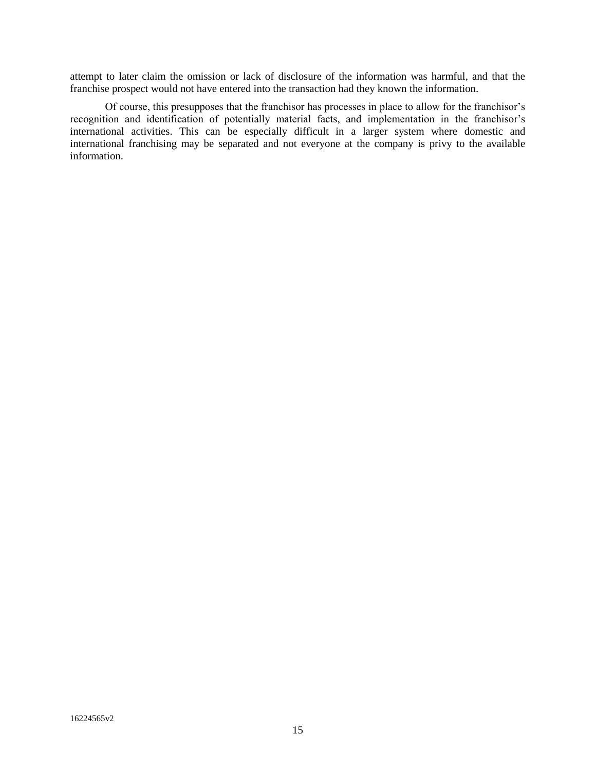attempt to later claim the omission or lack of disclosure of the information was harmful, and that the franchise prospect would not have entered into the transaction had they known the information.

Of course, this presupposes that the franchisor has processes in place to allow for the franchisor's recognition and identification of potentially material facts, and implementation in the franchisor's international activities. This can be especially difficult in a larger system where domestic and international franchising may be separated and not everyone at the company is privy to the available information.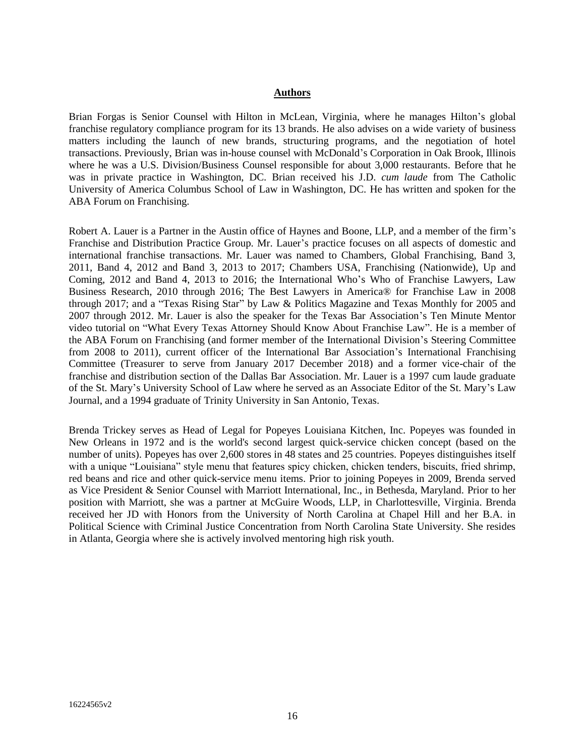## **Authors**

Brian Forgas is Senior Counsel with Hilton in McLean, Virginia, where he manages Hilton's global franchise regulatory compliance program for its 13 brands. He also advises on a wide variety of business matters including the launch of new brands, structuring programs, and the negotiation of hotel transactions. Previously, Brian was in-house counsel with McDonald's Corporation in Oak Brook, Illinois where he was a U.S. Division/Business Counsel responsible for about 3,000 restaurants. Before that he was in private practice in Washington, DC. Brian received his J.D. *cum laude* from The Catholic University of America Columbus School of Law in Washington, DC. He has written and spoken for the ABA Forum on Franchising.

Robert A. Lauer is a Partner in the Austin office of Haynes and Boone, LLP, and a member of the firm's Franchise and Distribution Practice Group. Mr. Lauer's practice focuses on all aspects of domestic and international franchise transactions. Mr. Lauer was named to Chambers, Global Franchising, Band 3, 2011, Band 4, 2012 and Band 3, 2013 to 2017; Chambers USA, Franchising (Nationwide), Up and Coming, 2012 and Band 4, 2013 to 2016; the International Who's Who of Franchise Lawyers, Law Business Research, 2010 through 2016; The Best Lawyers in America® for Franchise Law in 2008 through 2017; and a "Texas Rising Star" by Law & Politics Magazine and Texas Monthly for 2005 and 2007 through 2012. Mr. Lauer is also the speaker for the Texas Bar Association's Ten Minute Mentor video tutorial on "What Every Texas Attorney Should Know About Franchise Law". He is a member of the ABA Forum on Franchising (and former member of the International Division's Steering Committee from 2008 to 2011), current officer of the International Bar Association's International Franchising Committee (Treasurer to serve from January 2017 December 2018) and a former vice-chair of the franchise and distribution section of the Dallas Bar Association. Mr. Lauer is a 1997 cum laude graduate of the St. Mary's University School of Law where he served as an Associate Editor of the St. Mary's Law Journal, and a 1994 graduate of Trinity University in San Antonio, Texas.

Brenda Trickey serves as Head of Legal for Popeyes Louisiana Kitchen, Inc. Popeyes was founded in New Orleans in 1972 and is the world's second largest quick-service chicken concept (based on the number of units). Popeyes has over 2,600 stores in 48 states and 25 countries. Popeyes distinguishes itself with a unique "Louisiana" style menu that features spicy chicken, chicken tenders, biscuits, fried shrimp, red beans and rice and other quick-service menu items. Prior to joining Popeyes in 2009, Brenda served as Vice President & Senior Counsel with Marriott International, Inc., in Bethesda, Maryland. Prior to her position with Marriott, she was a partner at McGuire Woods, LLP, in Charlottesville, Virginia. Brenda received her JD with Honors from the University of North Carolina at Chapel Hill and her B.A. in Political Science with Criminal Justice Concentration from North Carolina State University. She resides in Atlanta, Georgia where she is actively involved mentoring high risk youth.

16224565v2